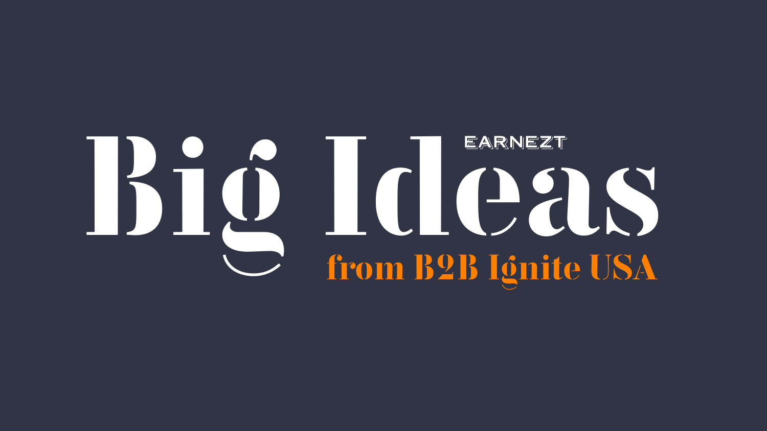EARNEZT

# Big Ideas

## from B2B Ignite USA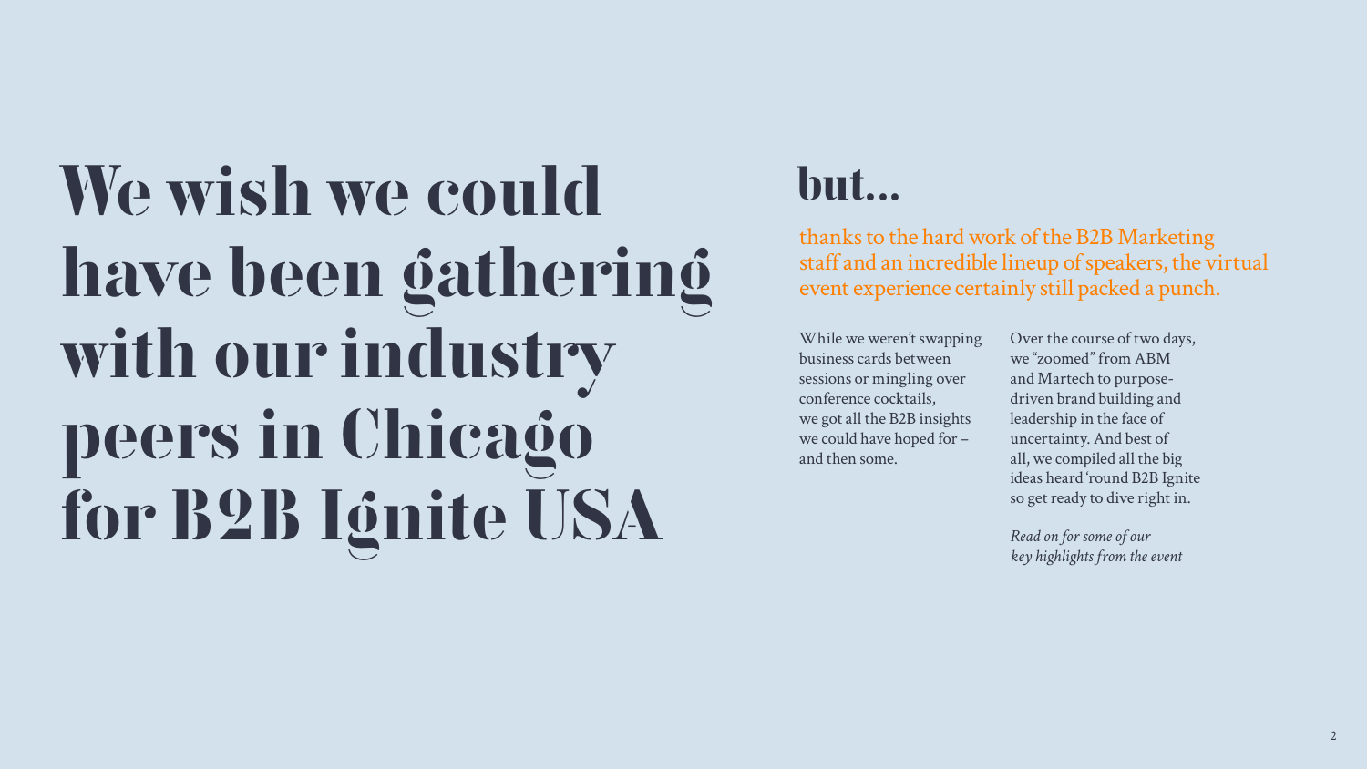# We wish we could have been gathering with our industry peers in Chicago for B2B Ignite USA

## but...

thanks to the hard work of the B2B Marketing staff and an incredible lineup of speakers, the virtual event experience certainly still packed a punch.

While we weren't swapping business cards between sessions or mingling over conference cocktails, we got all the B2B insights we could have hoped for – and then some.

Over the course of two days, we "zoomed" from ABM and Martech to purpose-driven brand building and leadership in the face of uncertainty. And best of all, we compiled all the big ideas heard 'round B2B Ignite so get ready to dive right in.

*Read on for some of our key highlights from the event*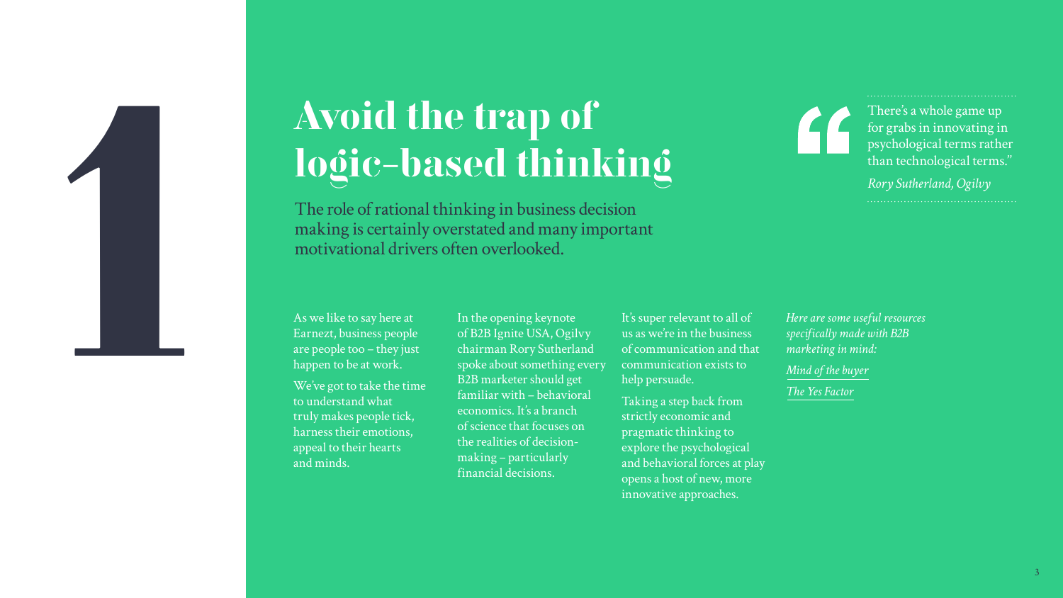# 1

# Avoid the trap of logic-based thinking

The role of rational thinking in business decision making is certainly overstated and many important motivational drivers often overlooked.

> "There's a whole game up for grabs in innovating in psychological terms rather than technological terms."
>
> *Rory Sutherland, Ogilvy*

As we like to say here at Earnezt, business people are people too – they just happen to be at work.

We've got to take the time to understand what truly makes people tick, harness their emotions, appeal to their hearts and minds.

In the opening keynote of B2B Ignite USA, Ogilvy chairman Rory Sutherland spoke about something every B2B marketer should get familiar with – behavioral economics. It's a branch of science that focuses on the realities of decision-making – particularly financial decisions.

It's super relevant to all of us as we're in the business of communication and that communication exists to help persuade.

Taking a step back from strictly economic and pragmatic thinking to explore the psychological and behavioral forces at play opens a host of new, more innovative approaches.

*Here are some useful resources specifically made with B2B marketing in mind:*

*Mind of the buyer*

*The Yes Factor*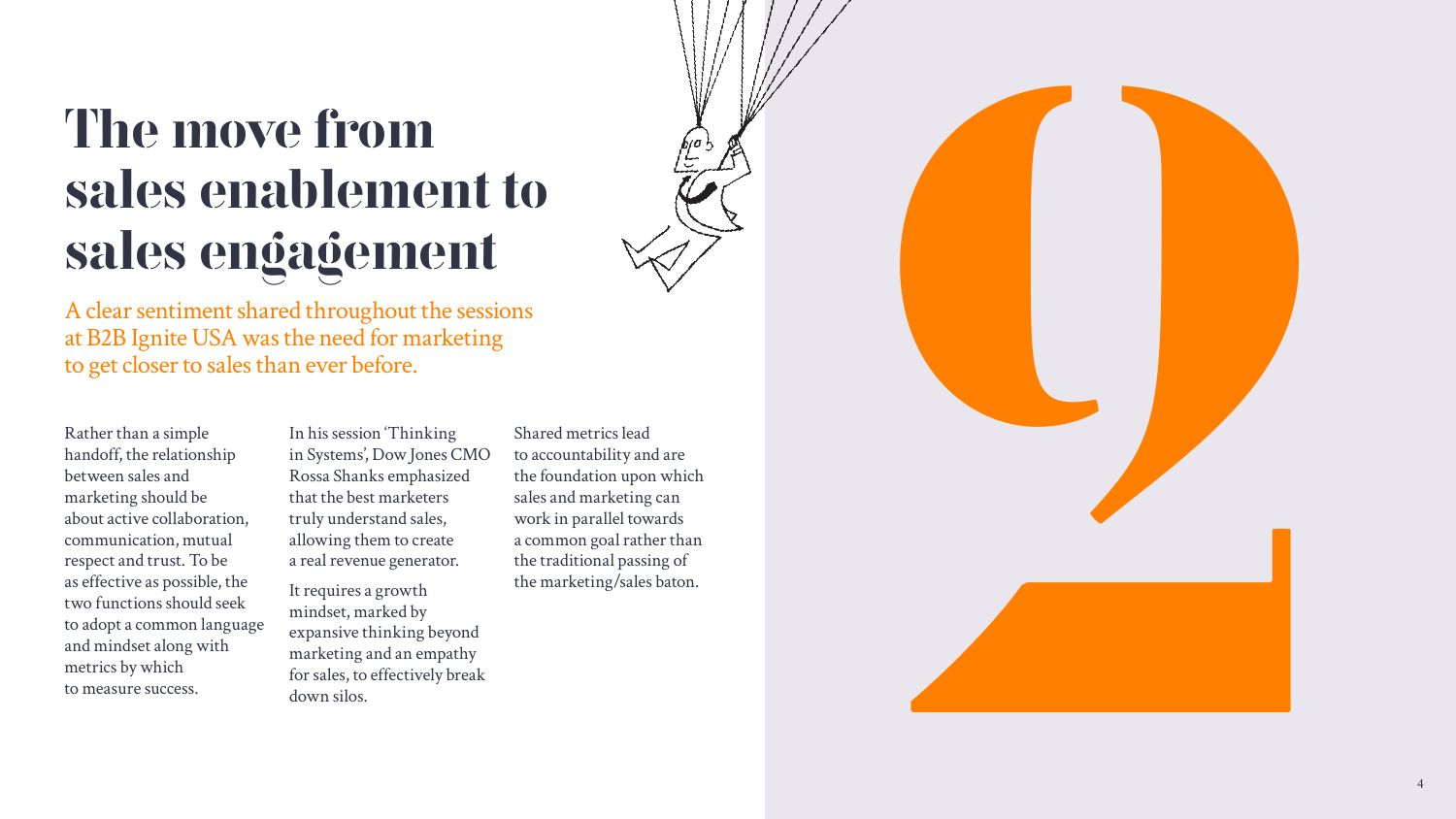# The move from sales enablement to sales engagement

A clear sentiment shared throughout the sessions at B2B Ignite USA was the need for marketing to get closer to sales than ever before.

Rather than a simple handoff, the relationship between sales and marketing should be about active collaboration, communication, mutual respect and trust. To be as effective as possible, the two functions should seek to adopt a common language and mindset along with metrics by which to measure success.

In his session 'Thinking in Systems', Dow Jones CMO Rossa Shanks emphasized that the best marketers truly understand sales, allowing them to create a real revenue generator.

It requires a growth mindset, marked by expansive thinking beyond marketing and an empathy for sales, to effectively break down silos.

Shared metrics lead to accountability and are the foundation upon which sales and marketing can work in parallel towards a common goal rather than the traditional passing of the marketing/sales baton.

2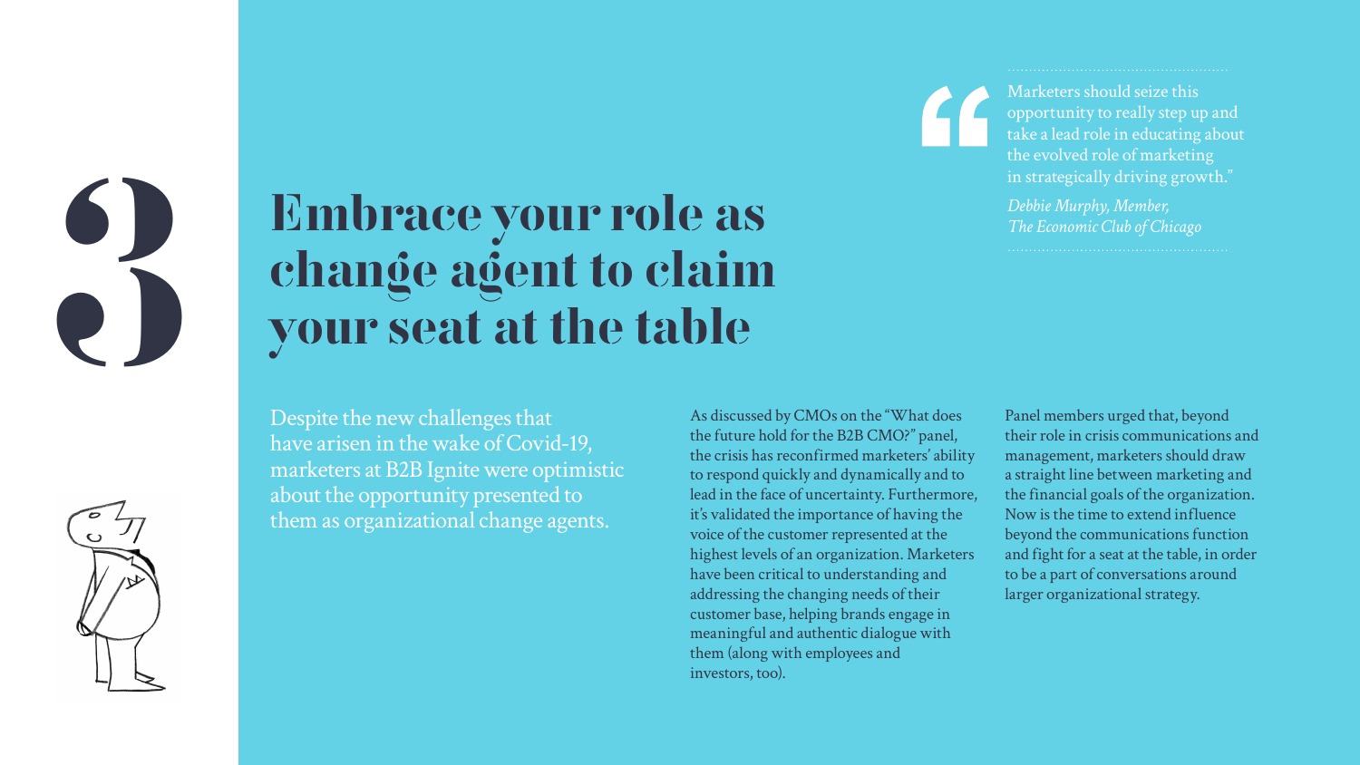# 3

## Embrace your role as change agent to claim your seat at the table

> Marketers should seize this opportunity to really step up and take a lead role in educating about the evolved role of marketing in strategically driving growth."
>
> *Debbie Murphy, Member, The Economic Club of Chicago*

Despite the new challenges that have arisen in the wake of Covid-19, marketers at B2B Ignite were optimistic about the opportunity presented to them as organizational change agents.

As discussed by CMOs on the "What does the future hold for the B2B CMO?" panel, the crisis has reconfirmed marketers' ability to respond quickly and dynamically and to lead in the face of uncertainty. Furthermore, it's validated the importance of having the voice of the customer represented at the highest levels of an organization. Marketers have been critical to understanding and addressing the changing needs of their customer base, helping brands engage in meaningful and authentic dialogue with them (along with employees and investors, too).

Panel members urged that, beyond their role in crisis communications and management, marketers should draw a straight line between marketing and the financial goals of the organization. Now is the time to extend influence beyond the communications function and fight for a seat at the table, in order to be a part of conversations around larger organizational strategy.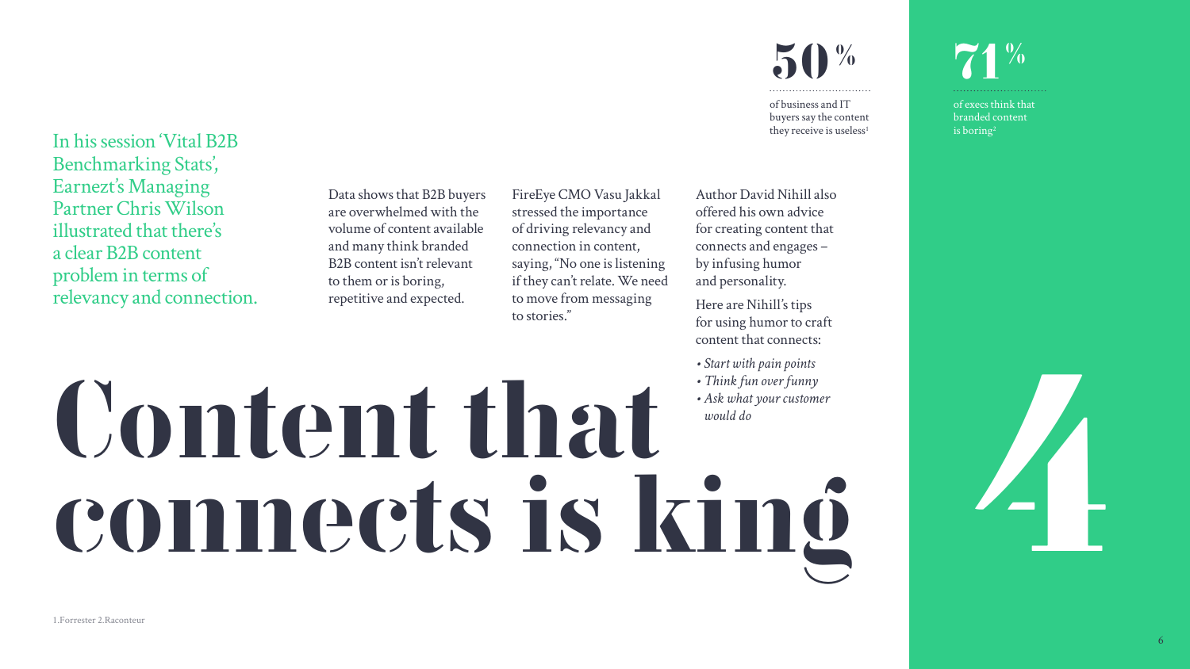# Content that connects is king

In his session 'Vital B2B Benchmarking Stats', Earnezt's Managing Partner Chris Wilson illustrated that there's a clear B2B content problem in terms of relevancy and connection.

Data shows that B2B buyers are overwhelmed with the volume of content available and many think branded B2B content isn't relevant to them or is boring, repetitive and expected.

FireEye CMO Vasu Jakkal stressed the importance of driving relevancy and connection in content, saying, "No one is listening if they can't relate. We need to move from messaging to stories."

Author David Nihill also offered his own advice for creating content that connects and engages – by infusing humor and personality.

Here are Nihill's tips for using humor to craft content that connects:

- *Start with pain points*
- *Think fun over funny*
- *Ask what your customer would do*

**50%**

of business and IT buyers say the content they receive is useless[1]

**71%**

of execs think that branded content is boring[2]

**4**

1.Forrester 2.Raconteur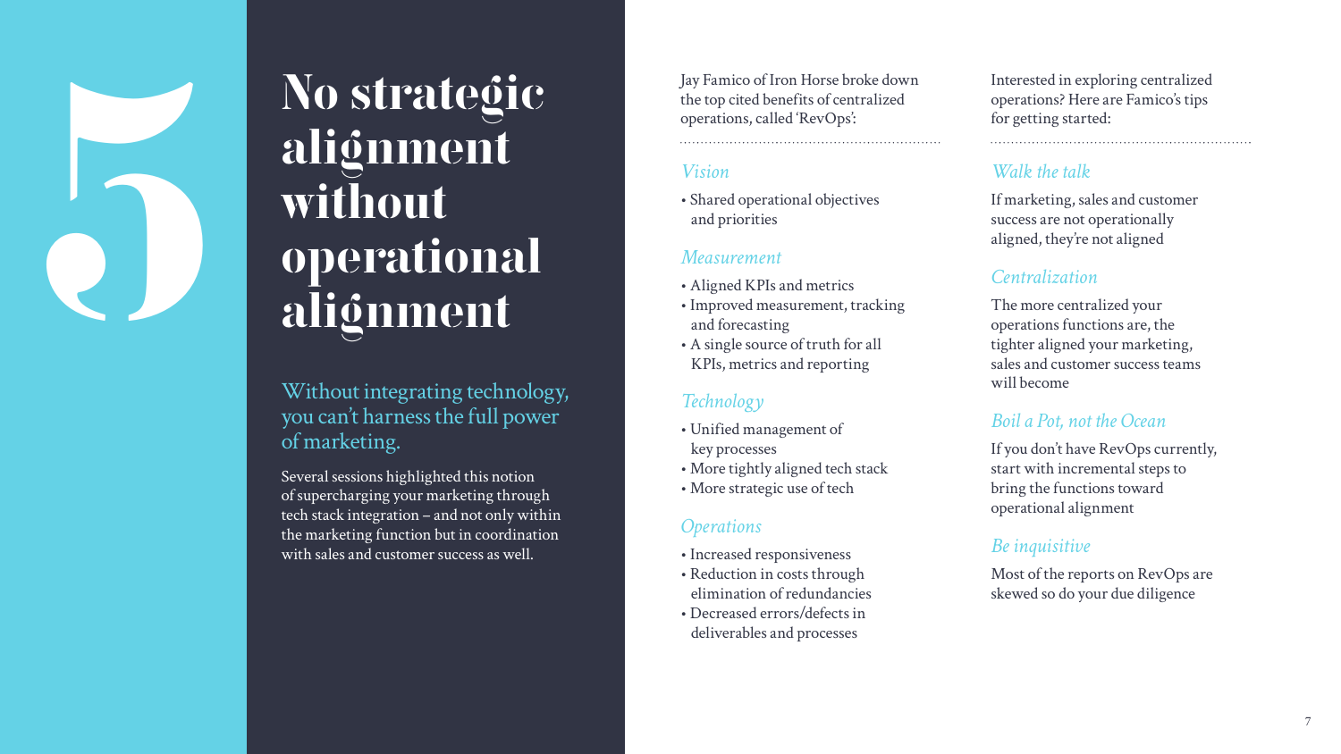# 5

# No strategic alignment without operational alignment

## Without integrating technology, you can't harness the full power of marketing.

Several sessions highlighted this notion of supercharging your marketing through tech stack integration – and not only within the marketing function but in coordination with sales and customer success as well.

Jay Famico of Iron Horse broke down the top cited benefits of centralized operations, called 'RevOps':

### *Vision*

- Shared operational objectives and priorities

### *Measurement*

- Aligned KPIs and metrics
- Improved measurement, tracking and forecasting
- A single source of truth for all KPIs, metrics and reporting

### *Technology*

- Unified management of key processes
- More tightly aligned tech stack
- More strategic use of tech

### *Operations*

- Increased responsiveness
- Reduction in costs through elimination of redundancies
- Decreased errors/defects in deliverables and processes

Interested in exploring centralized operations? Here are Famico's tips for getting started:

### *Walk the talk*

If marketing, sales and customer success are not operationally aligned, they're not aligned

### *Centralization*

The more centralized your operations functions are, the tighter aligned your marketing, sales and customer success teams will become

### *Boil a Pot, not the Ocean*

If you don't have RevOps currently, start with incremental steps to bring the functions toward operational alignment

### *Be inquisitive*

Most of the reports on RevOps are skewed so do your due diligence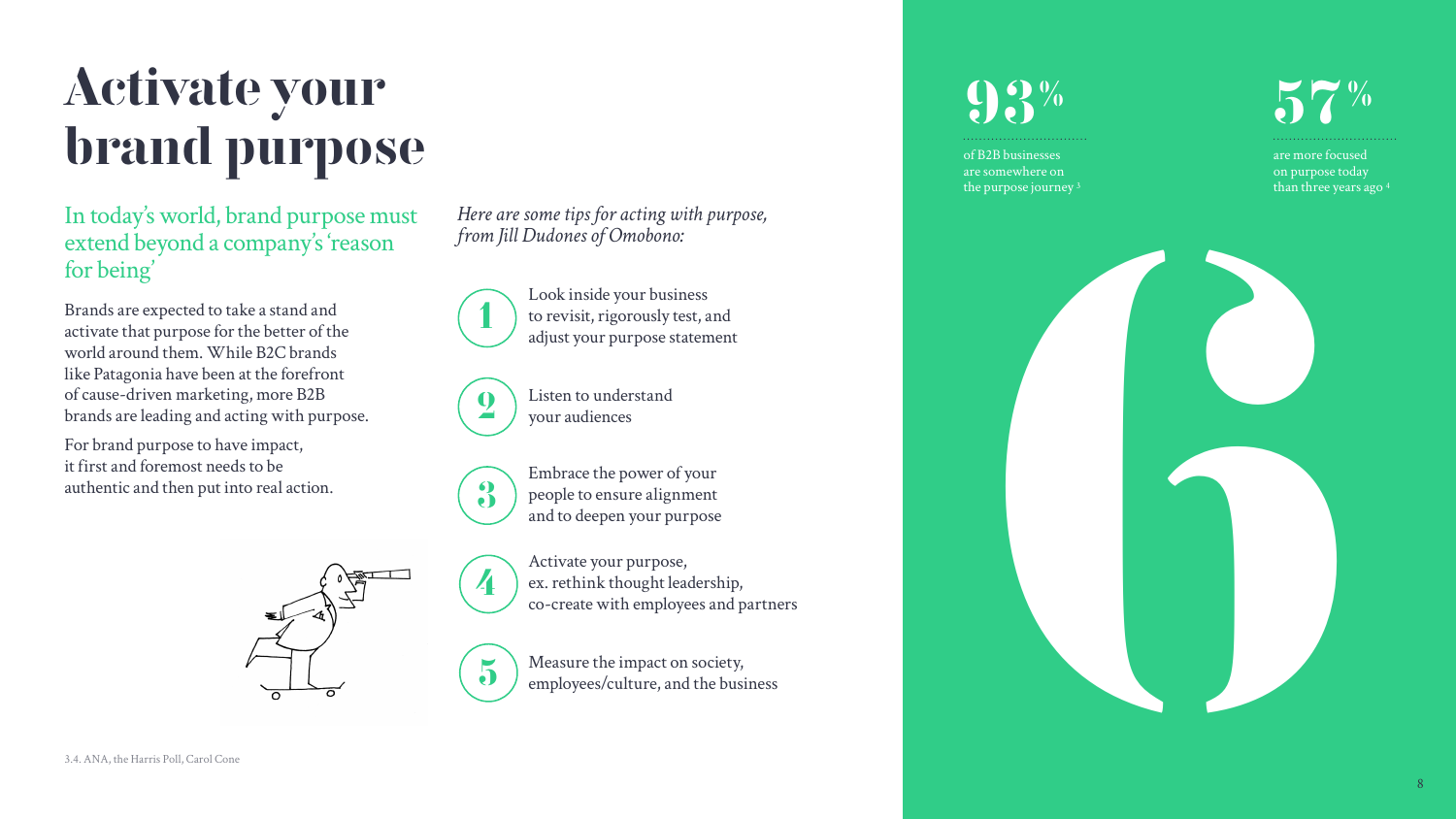# Activate your brand purpose

## In today's world, brand purpose must extend beyond a company's 'reason for being'

Brands are expected to take a stand and activate that purpose for the better of the world around them. While B2C brands like Patagonia have been at the forefront of cause-driven marketing, more B2B brands are leading and acting with purpose.

For brand purpose to have impact, it first and foremost needs to be authentic and then put into real action.

*Here are some tips for acting with purpose, from Jill Dudones of Omobono:*

1. Look inside your business to revisit, rigorously test, and adjust your purpose statement
2. Listen to understand your audiences
3. Embrace the power of your people to ensure alignment and to deepen your purpose
4. Activate your purpose, ex. rethink thought leadership, co-create with employees and partners
5. Measure the impact on society, employees/culture, and the business

**93%** of B2B businesses are somewhere on the purpose journey [3]

**57%** are more focused on purpose today than three years ago [4]

6

3.4. ANA, the Harris Poll, Carol Cone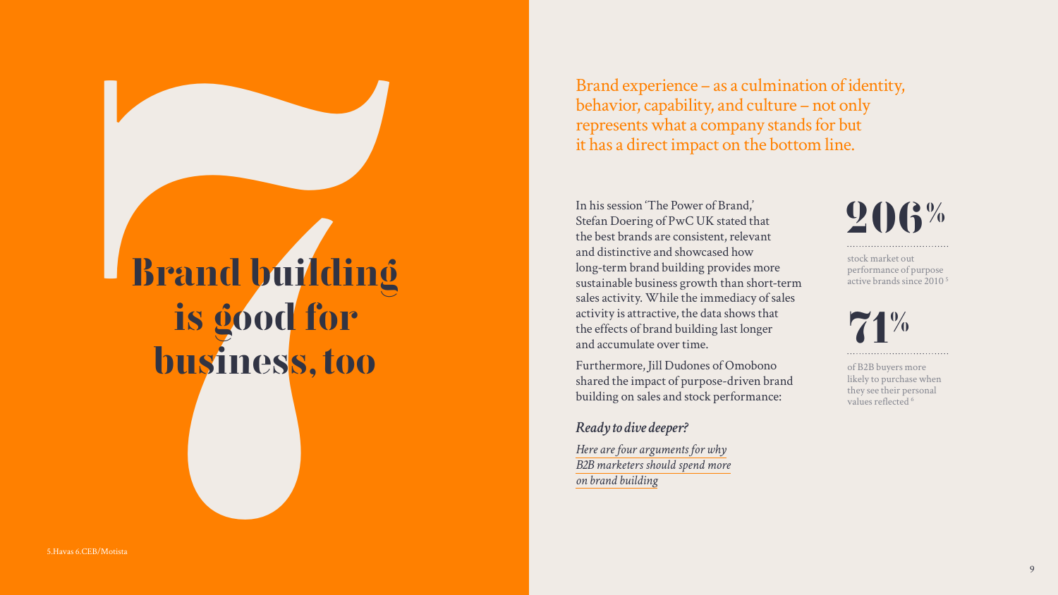# Brand building is good for business, too

Brand experience – as a culmination of identity, behavior, capability, and culture – not only represents what a company stands for but it has a direct impact on the bottom line.

In his session 'The Power of Brand,' Stefan Doering of PwC UK stated that the best brands are consistent, relevant and distinctive and showcased how long-term brand building provides more sustainable business growth than short-term sales activity. While the immediacy of sales activity is attractive, the data shows that the effects of brand building last longer and accumulate over time.

Furthermore, Jill Dudones of Omobono shared the impact of purpose-driven brand building on sales and stock performance:

**206%**

stock market out performance of purpose active brands since 2010 [5]

**71%**

of B2B buyers more likely to purchase when they see their personal values reflected [6]

*Ready to dive deeper?*

*Here are four arguments for why B2B marketers should spend more on brand building*

5.Havas 6.CEB/Motista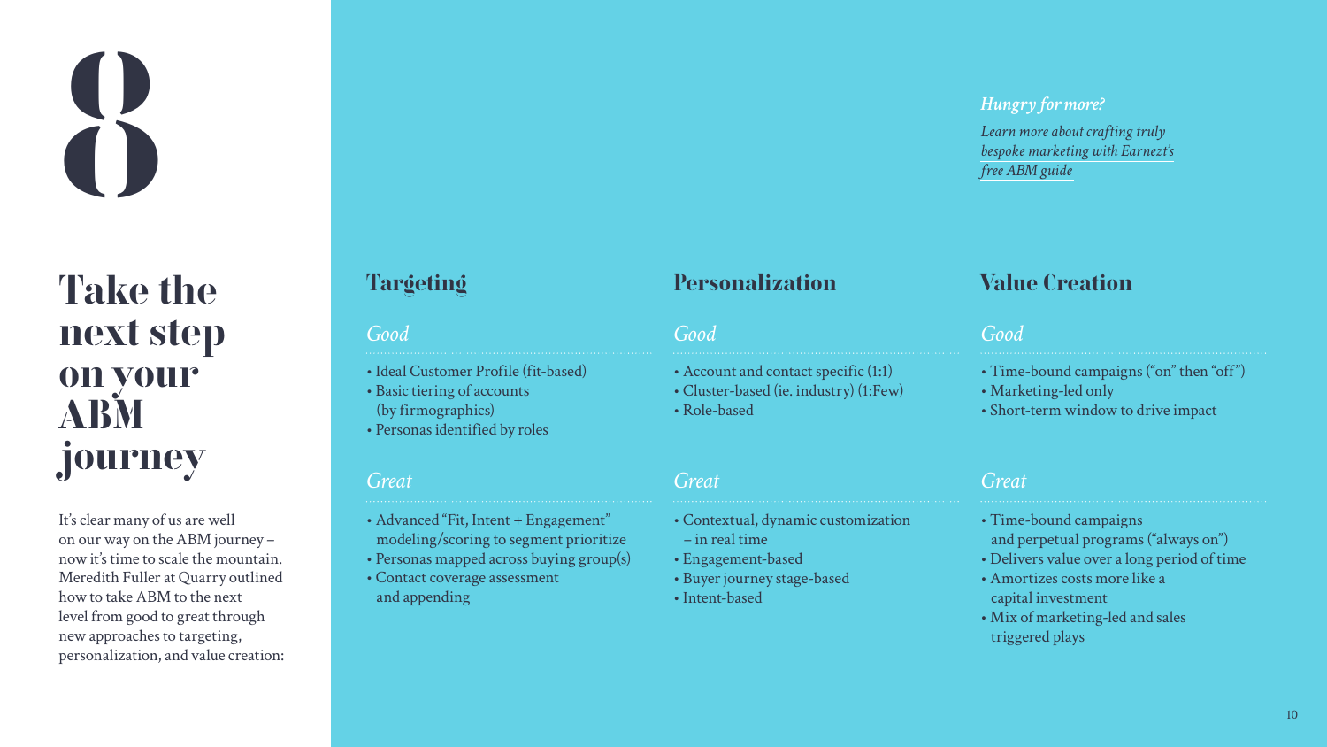# 8

## Take the next step on your ABM journey

It's clear many of us are well on our way on the ABM journey – now it's time to scale the mountain. Meredith Fuller at Quarry outlined how to take ABM to the next level from good to great through new approaches to targeting, personalization, and value creation:

*Hungry for more?*

*Learn more about crafting truly bespoke marketing with Earnezt's free ABM guide*

### Targeting

*Good*

- Ideal Customer Profile (fit-based)
- Basic tiering of accounts (by firmographics)
- Personas identified by roles

*Great*

- Advanced "Fit, Intent + Engagement" modeling/scoring to segment prioritize
- Personas mapped across buying group(s)
- Contact coverage assessment and appending

### Personalization

*Good*

- Account and contact specific (1:1)
- Cluster-based (ie. industry) (1:Few)
- Role-based

*Great*

- Contextual, dynamic customization – in real time
- Engagement-based
- Buyer journey stage-based
- Intent-based

### Value Creation

*Good*

- Time-bound campaigns ("on" then "off")
- Marketing-led only
- Short-term window to drive impact

*Great*

- Time-bound campaigns and perpetual programs ("always on")
- Delivers value over a long period of time
- Amortizes costs more like a capital investment
- Mix of marketing-led and sales triggered plays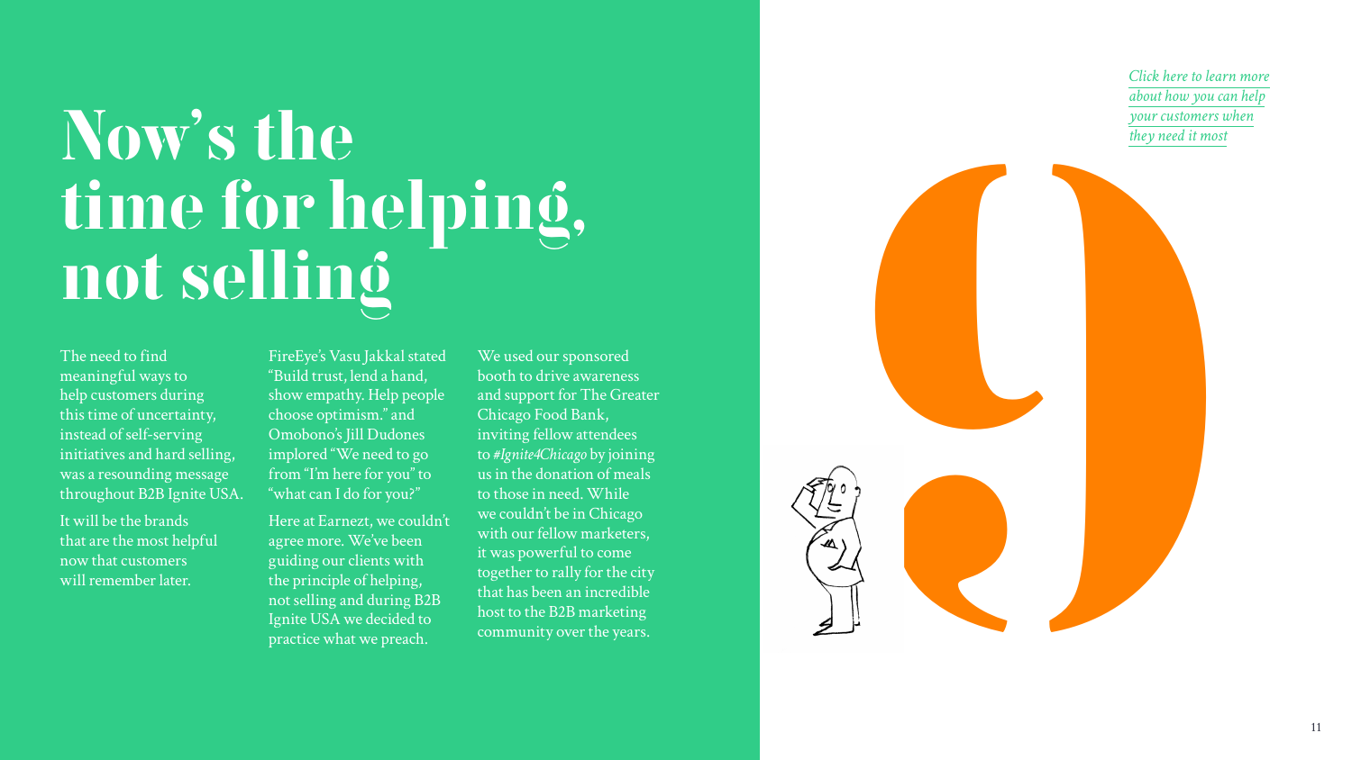# Now's the time for helping, not selling

The need to find meaningful ways to help customers during this time of uncertainty, instead of self-serving initiatives and hard selling, was a resounding message throughout B2B Ignite USA.

It will be the brands that are the most helpful now that customers will remember later.

FireEye's Vasu Jakkal stated "Build trust, lend a hand, show empathy. Help people choose optimism." and Omobono's Jill Dudones implored "We need to go from "I'm here for you" to "what can I do for you?"

Here at Earnezt, we couldn't agree more. We've been guiding our clients with the principle of helping, not selling and during B2B Ignite USA we decided to practice what we preach.

We used our sponsored booth to drive awareness and support for The Greater Chicago Food Bank, inviting fellow attendees to *#Ignite4Chicago* by joining us in the donation of meals to those in need. While we couldn't be in Chicago with our fellow marketers, it was powerful to come together to rally for the city that has been an incredible host to the B2B marketing community over the years.

*Click here to learn more about how you can help your customers when they need it most*

9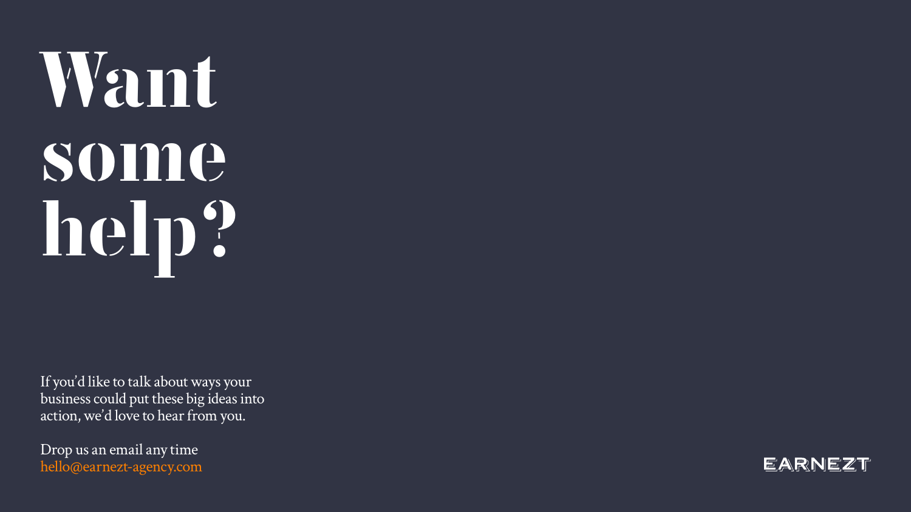# Want some help?

If you'd like to talk about ways your business could put these big ideas into action, we'd love to hear from you.

Drop us an email any time
hello@earnezt-agency.com

EARNEZT